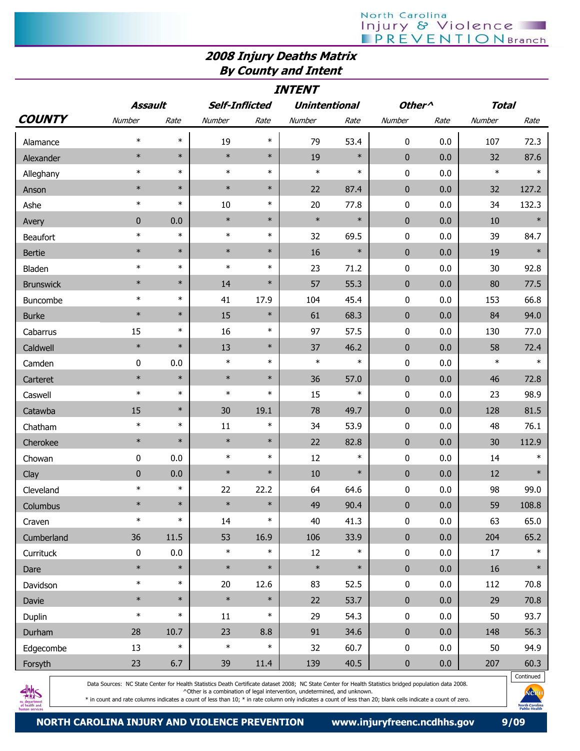## 2008 Injury Deaths Matrix
## By County and Intent

| COUNTY | Assault | | Self-Inflicted | | Unintentional | | Other^ | | Total | |
|---|---|---|---|---|---|---|---|---|---|---|
| | Number | Rate | Number | Rate | Number | Rate | Number | Rate | Number | Rate |
| Alamance | * | * | 19 | * | 79 | 53.4 | 0 | 0.0 | 107 | 72.3 |
| Alexander | * | * | * | * | 19 | * | 0 | 0.0 | 32 | 87.6 |
| Alleghany | * | * | * | * | * | * | 0 | 0.0 | * | * |
| Anson | * | * | * | * | 22 | 87.4 | 0 | 0.0 | 32 | 127.2 |
| Ashe | * | * | 10 | * | 20 | 77.8 | 0 | 0.0 | 34 | 132.3 |
| Avery | 0 | 0.0 | * | * | * | * | 0 | 0.0 | 10 | * |
| Beaufort | * | * | * | * | 32 | 69.5 | 0 | 0.0 | 39 | 84.7 |
| Bertie | * | * | * | * | 16 | * | 0 | 0.0 | 19 | * |
| Bladen | * | * | * | * | 23 | 71.2 | 0 | 0.0 | 30 | 92.8 |
| Brunswick | * | * | 14 | * | 57 | 55.3 | 0 | 0.0 | 80 | 77.5 |
| Buncombe | * | * | 41 | 17.9 | 104 | 45.4 | 0 | 0.0 | 153 | 66.8 |
| Burke | * | * | 15 | * | 61 | 68.3 | 0 | 0.0 | 84 | 94.0 |
| Cabarrus | 15 | * | 16 | * | 97 | 57.5 | 0 | 0.0 | 130 | 77.0 |
| Caldwell | * | * | 13 | * | 37 | 46.2 | 0 | 0.0 | 58 | 72.4 |
| Camden | 0 | 0.0 | * | * | * | * | 0 | 0.0 | * | * |
| Carteret | * | * | * | * | 36 | 57.0 | 0 | 0.0 | 46 | 72.8 |
| Caswell | * | * | * | * | 15 | * | 0 | 0.0 | 23 | 98.9 |
| Catawba | 15 | * | 30 | 19.1 | 78 | 49.7 | 0 | 0.0 | 128 | 81.5 |
| Chatham | * | * | 11 | * | 34 | 53.9 | 0 | 0.0 | 48 | 76.1 |
| Cherokee | * | * | * | * | 22 | 82.8 | 0 | 0.0 | 30 | 112.9 |
| Chowan | 0 | 0.0 | * | * | 12 | * | 0 | 0.0 | 14 | * |
| Clay | 0 | 0.0 | * | * | 10 | * | 0 | 0.0 | 12 | * |
| Cleveland | * | * | 22 | 22.2 | 64 | 64.6 | 0 | 0.0 | 98 | 99.0 |
| Columbus | * | * | * | * | 49 | 90.4 | 0 | 0.0 | 59 | 108.8 |
| Craven | * | * | 14 | * | 40 | 41.3 | 0 | 0.0 | 63 | 65.0 |
| Cumberland | 36 | 11.5 | 53 | 16.9 | 106 | 33.9 | 0 | 0.0 | 204 | 65.2 |
| Currituck | 0 | 0.0 | * | * | 12 | * | 0 | 0.0 | 17 | * |
| Dare | * | * | * | * | * | * | 0 | 0.0 | 16 | * |
| Davidson | * | * | 20 | 12.6 | 83 | 52.5 | 0 | 0.0 | 112 | 70.8 |
| Davie | * | * | * | * | 22 | 53.7 | 0 | 0.0 | 29 | 70.8 |
| Duplin | * | * | 11 | * | 29 | 54.3 | 0 | 0.0 | 50 | 93.7 |
| Durham | 28 | 10.7 | 23 | 8.8 | 91 | 34.6 | 0 | 0.0 | 148 | 56.3 |
| Edgecombe | 13 | * | * | * | 32 | 60.7 | 0 | 0.0 | 50 | 94.9 |
| Forsyth | 23 | 6.7 | 39 | 11.4 | 139 | 40.5 | 0 | 0.0 | 207 | 60.3 |

Continued

Data Sources: NC State Center for Health Statistics Death Certificate dataset 2008; NC State Center for Health Statistics bridged population data 2008.
^Other is a combination of legal intervention, undetermined, and unknown.
* in count and rate columns indicates a count of less than 10; * in rate column only indicates a count of less than 20; blank cells indicate a count of zero.

NORTH CAROLINA INJURY AND VIOLENCE PREVENTION www.injuryfreenc.ncdhhs.gov 9/09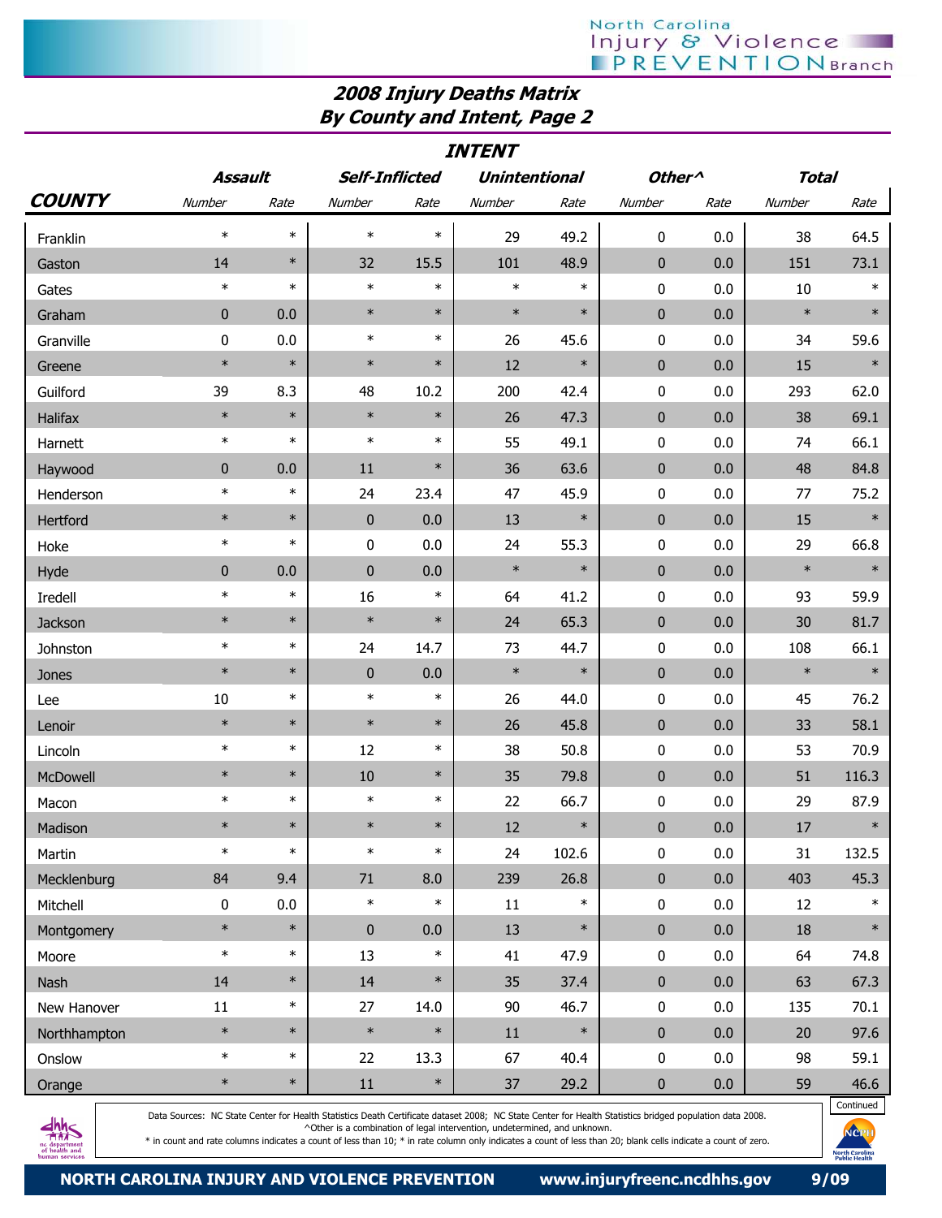## 2008 Injury Deaths Matrix By County and Intent, Page 2

| COUNTY | Assault | | Self-Inflicted | | Unintentional | | Other^ | | Total | |
|---|---|---|---|---|---|---|---|---|---|---|
| | Number | Rate | Number | Rate | Number | Rate | Number | Rate | Number | Rate |
| Franklin | * | * | * | * | 29 | 49.2 | 0 | 0.0 | 38 | 64.5 |
| Gaston | 14 | * | 32 | 15.5 | 101 | 48.9 | 0 | 0.0 | 151 | 73.1 |
| Gates | * | * | * | * | * | * | 0 | 0.0 | 10 | * |
| Graham | 0 | 0.0 | * | * | * | * | 0 | 0.0 | * | * |
| Granville | 0 | 0.0 | * | * | 26 | 45.6 | 0 | 0.0 | 34 | 59.6 |
| Greene | * | * | * | * | 12 | * | 0 | 0.0 | 15 | * |
| Guilford | 39 | 8.3 | 48 | 10.2 | 200 | 42.4 | 0 | 0.0 | 293 | 62.0 |
| Halifax | * | * | * | * | 26 | 47.3 | 0 | 0.0 | 38 | 69.1 |
| Harnett | * | * | * | * | 55 | 49.1 | 0 | 0.0 | 74 | 66.1 |
| Haywood | 0 | 0.0 | 11 | * | 36 | 63.6 | 0 | 0.0 | 48 | 84.8 |
| Henderson | * | * | 24 | 23.4 | 47 | 45.9 | 0 | 0.0 | 77 | 75.2 |
| Hertford | * | * | 0 | 0.0 | 13 | * | 0 | 0.0 | 15 | * |
| Hoke | * | * | 0 | 0.0 | 24 | 55.3 | 0 | 0.0 | 29 | 66.8 |
| Hyde | 0 | 0.0 | 0 | 0.0 | * | * | 0 | 0.0 | * | * |
| Iredell | * | * | 16 | * | 64 | 41.2 | 0 | 0.0 | 93 | 59.9 |
| Jackson | * | * | * | * | 24 | 65.3 | 0 | 0.0 | 30 | 81.7 |
| Johnston | * | * | 24 | 14.7 | 73 | 44.7 | 0 | 0.0 | 108 | 66.1 |
| Jones | * | * | 0 | 0.0 | * | * | 0 | 0.0 | * | * |
| Lee | 10 | * | * | * | 26 | 44.0 | 0 | 0.0 | 45 | 76.2 |
| Lenoir | * | * | * | * | 26 | 45.8 | 0 | 0.0 | 33 | 58.1 |
| Lincoln | * | * | 12 | * | 38 | 50.8 | 0 | 0.0 | 53 | 70.9 |
| McDowell | * | * | 10 | * | 35 | 79.8 | 0 | 0.0 | 51 | 116.3 |
| Macon | * | * | * | * | 22 | 66.7 | 0 | 0.0 | 29 | 87.9 |
| Madison | * | * | * | * | 12 | * | 0 | 0.0 | 17 | * |
| Martin | * | * | * | * | 24 | 102.6 | 0 | 0.0 | 31 | 132.5 |
| Mecklenburg | 84 | 9.4 | 71 | 8.0 | 239 | 26.8 | 0 | 0.0 | 403 | 45.3 |
| Mitchell | 0 | 0.0 | * | * | 11 | * | 0 | 0.0 | 12 | * |
| Montgomery | * | * | 0 | 0.0 | 13 | * | 0 | 0.0 | 18 | * |
| Moore | * | * | 13 | * | 41 | 47.9 | 0 | 0.0 | 64 | 74.8 |
| Nash | 14 | * | 14 | * | 35 | 37.4 | 0 | 0.0 | 63 | 67.3 |
| New Hanover | 11 | * | 27 | 14.0 | 90 | 46.7 | 0 | 0.0 | 135 | 70.1 |
| Northhampton | * | * | * | * | 11 | * | 0 | 0.0 | 20 | 97.6 |
| Onslow | * | * | 22 | 13.3 | 67 | 40.4 | 0 | 0.0 | 98 | 59.1 |
| Orange | * | * | 11 | * | 37 | 29.2 | 0 | 0.0 | 59 | 46.6 |

Continued

Data Sources: NC State Center for Health Statistics Death Certificate dataset 2008; NC State Center for Health Statistics bridged population data 2008.
^Other is a combination of legal intervention, undetermined, and unknown.
* in count and rate columns indicates a count of less than 10; * in rate column only indicates a count of less than 20; blank cells indicate a count of zero.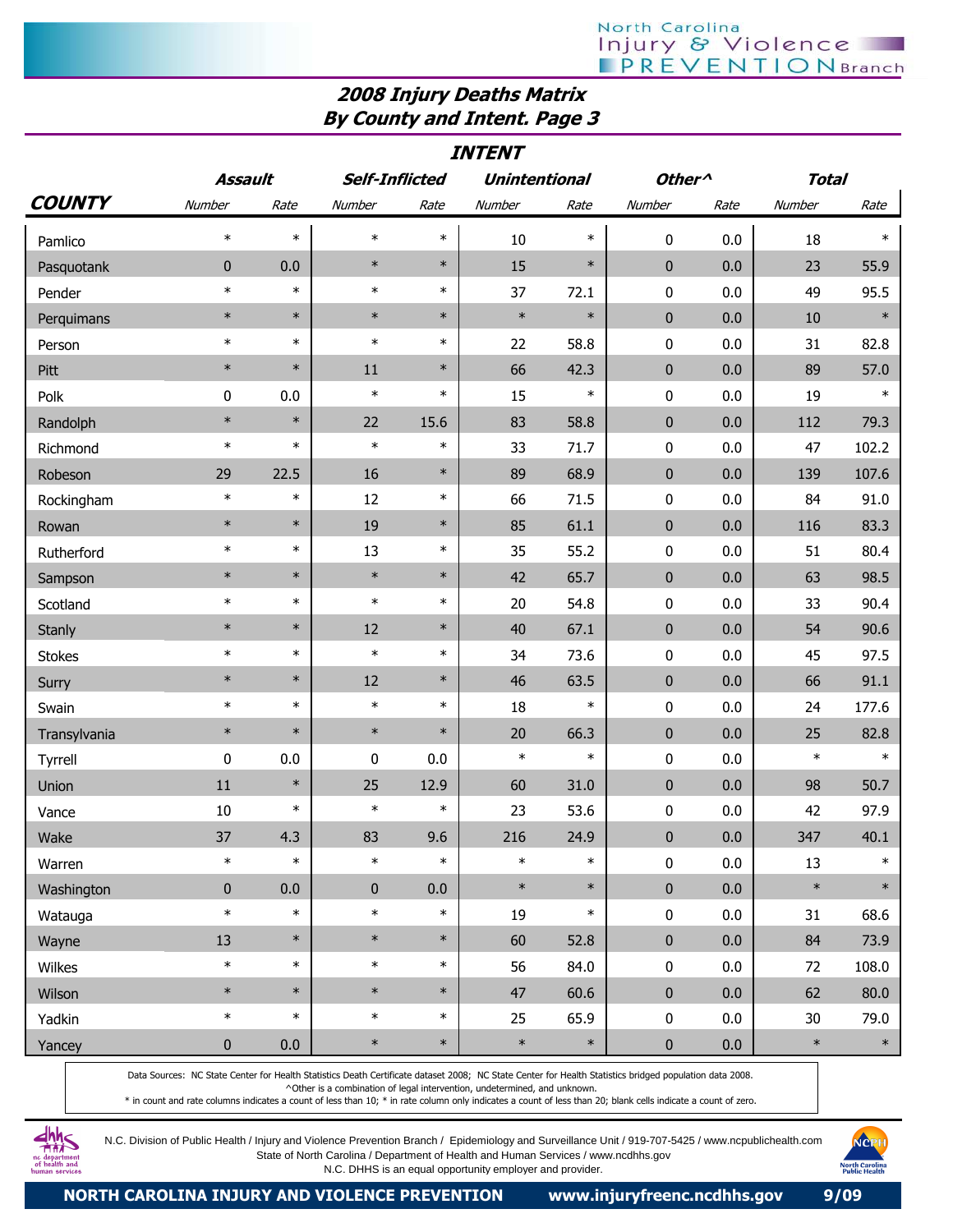## 2008 Injury Deaths Matrix
## By County and Intent. Page 3

| | INTENT | | | | | | | | | |
|---|---|---|---|---|---|---|---|---|---|---|
| | Assault | | Self-Inflicted | | Unintentional | | Other^ | | Total | |
| COUNTY | Number | Rate | Number | Rate | Number | Rate | Number | Rate | Number | Rate |
| Pamlico | * | * | * | * | 10 | * | 0 | 0.0 | 18 | * |
| Pasquotank | 0 | 0.0 | * | * | 15 | * | 0 | 0.0 | 23 | 55.9 |
| Pender | * | * | * | * | 37 | 72.1 | 0 | 0.0 | 49 | 95.5 |
| Perquimans | * | * | * | * | * | * | 0 | 0.0 | 10 | * |
| Person | * | * | * | * | 22 | 58.8 | 0 | 0.0 | 31 | 82.8 |
| Pitt | * | * | 11 | * | 66 | 42.3 | 0 | 0.0 | 89 | 57.0 |
| Polk | 0 | 0.0 | * | * | 15 | * | 0 | 0.0 | 19 | * |
| Randolph | * | * | 22 | 15.6 | 83 | 58.8 | 0 | 0.0 | 112 | 79.3 |
| Richmond | * | * | * | * | 33 | 71.7 | 0 | 0.0 | 47 | 102.2 |
| Robeson | 29 | 22.5 | 16 | * | 89 | 68.9 | 0 | 0.0 | 139 | 107.6 |
| Rockingham | * | * | 12 | * | 66 | 71.5 | 0 | 0.0 | 84 | 91.0 |
| Rowan | * | * | 19 | * | 85 | 61.1 | 0 | 0.0 | 116 | 83.3 |
| Rutherford | * | * | 13 | * | 35 | 55.2 | 0 | 0.0 | 51 | 80.4 |
| Sampson | * | * | * | * | 42 | 65.7 | 0 | 0.0 | 63 | 98.5 |
| Scotland | * | * | * | * | 20 | 54.8 | 0 | 0.0 | 33 | 90.4 |
| Stanly | * | * | 12 | * | 40 | 67.1 | 0 | 0.0 | 54 | 90.6 |
| Stokes | * | * | * | * | 34 | 73.6 | 0 | 0.0 | 45 | 97.5 |
| Surry | * | * | 12 | * | 46 | 63.5 | 0 | 0.0 | 66 | 91.1 |
| Swain | * | * | * | * | 18 | * | 0 | 0.0 | 24 | 177.6 |
| Transylvania | * | * | * | * | 20 | 66.3 | 0 | 0.0 | 25 | 82.8 |
| Tyrrell | 0 | 0.0 | 0 | 0.0 | * | * | 0 | 0.0 | * | * |
| Union | 11 | * | 25 | 12.9 | 60 | 31.0 | 0 | 0.0 | 98 | 50.7 |
| Vance | 10 | * | * | * | 23 | 53.6 | 0 | 0.0 | 42 | 97.9 |
| Wake | 37 | 4.3 | 83 | 9.6 | 216 | 24.9 | 0 | 0.0 | 347 | 40.1 |
| Warren | * | * | * | * | * | * | 0 | 0.0 | 13 | * |
| Washington | 0 | 0.0 | 0 | 0.0 | * | * | 0 | 0.0 | * | * |
| Watauga | * | * | * | * | 19 | * | 0 | 0.0 | 31 | 68.6 |
| Wayne | 13 | * | * | * | 60 | 52.8 | 0 | 0.0 | 84 | 73.9 |
| Wilkes | * | * | * | * | 56 | 84.0 | 0 | 0.0 | 72 | 108.0 |
| Wilson | * | * | * | * | 47 | 60.6 | 0 | 0.0 | 62 | 80.0 |
| Yadkin | * | * | * | * | 25 | 65.9 | 0 | 0.0 | 30 | 79.0 |
| Yancey | 0 | 0.0 | * | * | * | * | 0 | 0.0 | * | * |

Data Sources: NC State Center for Health Statistics Death Certificate dataset 2008; NC State Center for Health Statistics bridged population data 2008.
^Other is a combination of legal intervention, undetermined, and unknown.
* in count and rate columns indicates a count of less than 10; * in rate column only indicates a count of less than 20; blank cells indicate a count of zero.

N.C. Division of Public Health / Injury and Violence Prevention Branch / Epidemiology and Surveillance Unit / 919-707-5425 / www.ncpublichealth.com
State of North Carolina / Department of Health and Human Services / www.ncdhhs.gov
N.C. DHHS is an equal opportunity employer and provider.

**NORTH CAROLINA INJURY AND VIOLENCE PREVENTION** www.injuryfreenc.ncdhhs.gov 9/09